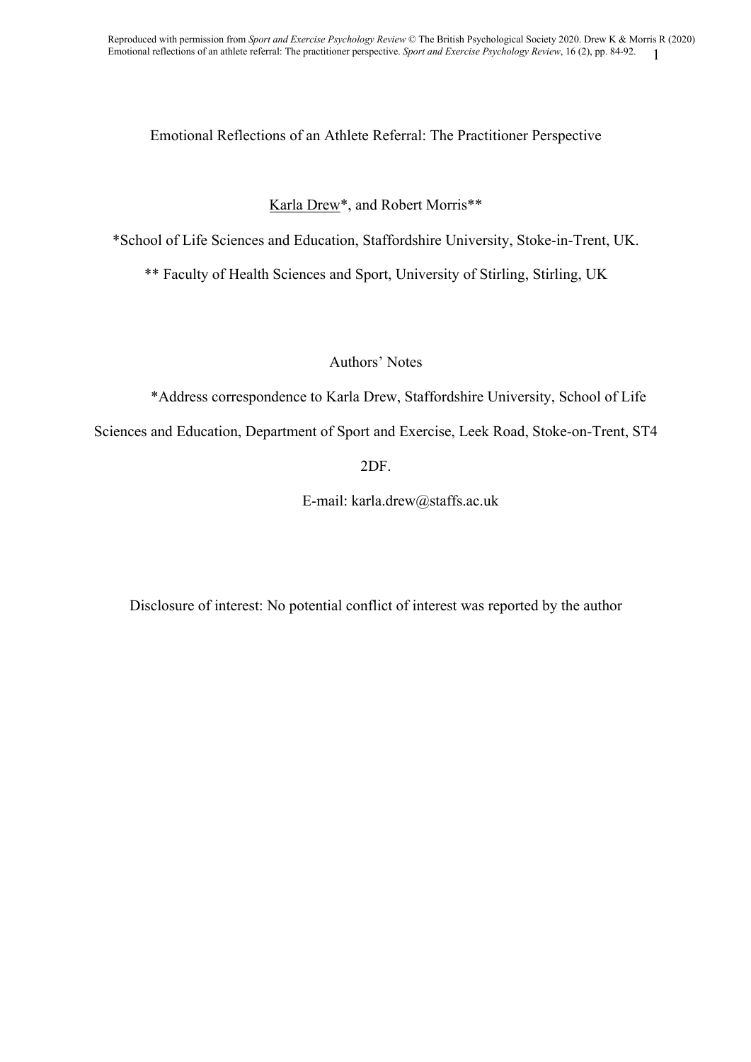# Emotional Reflections of an Athlete Referral: The Practitioner Perspective

Karla Drew*, and Robert Morris**

*School of Life Sciences and Education, Staffordshire University, Stoke-in-Trent, UK.

** Faculty of Health Sciences and Sport, University of Stirling, Stirling, UK

## Authors' Notes

*Address correspondence to Karla Drew, Staffordshire University, School of Life Sciences and Education, Department of Sport and Exercise, Leek Road, Stoke-on-Trent, ST4 2DF.

E-mail: karla.drew@staffs.ac.uk

Disclosure of interest: No potential conflict of interest was reported by the author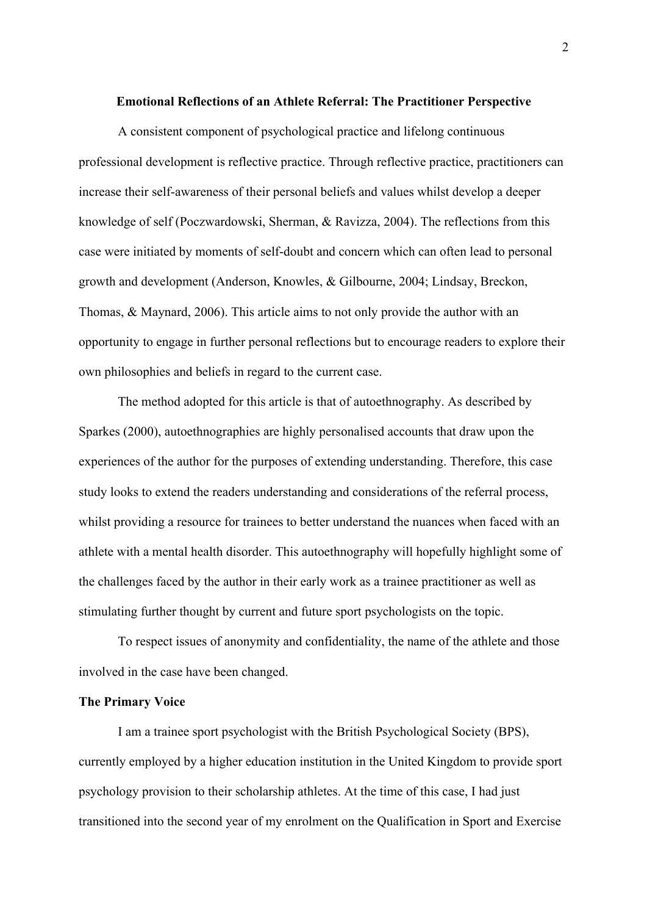## Emotional Reflections of an Athlete Referral: The Practitioner Perspective

A consistent component of psychological practice and lifelong continuous professional development is reflective practice. Through reflective practice, practitioners can increase their self-awareness of their personal beliefs and values whilst develop a deeper knowledge of self (Poczwardowski, Sherman, & Ravizza, 2004). The reflections from this case were initiated by moments of self-doubt and concern which can often lead to personal growth and development (Anderson, Knowles, & Gilbourne, 2004; Lindsay, Breckon, Thomas, & Maynard, 2006). This article aims to not only provide the author with an opportunity to engage in further personal reflections but to encourage readers to explore their own philosophies and beliefs in regard to the current case.

The method adopted for this article is that of autoethnography. As described by Sparkes (2000), autoethnographies are highly personalised accounts that draw upon the experiences of the author for the purposes of extending understanding. Therefore, this case study looks to extend the readers understanding and considerations of the referral process, whilst providing a resource for trainees to better understand the nuances when faced with an athlete with a mental health disorder. This autoethnography will hopefully highlight some of the challenges faced by the author in their early work as a trainee practitioner as well as stimulating further thought by current and future sport psychologists on the topic.

To respect issues of anonymity and confidentiality, the name of the athlete and those involved in the case have been changed.

### The Primary Voice

I am a trainee sport psychologist with the British Psychological Society (BPS), currently employed by a higher education institution in the United Kingdom to provide sport psychology provision to their scholarship athletes. At the time of this case, I had just transitioned into the second year of my enrolment on the Qualification in Sport and Exercise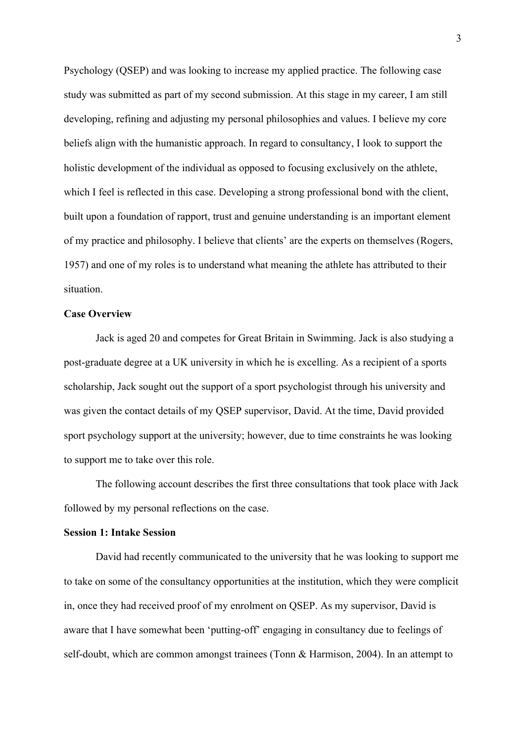Psychology (QSEP) and was looking to increase my applied practice. The following case study was submitted as part of my second submission. At this stage in my career, I am still developing, refining and adjusting my personal philosophies and values. I believe my core beliefs align with the humanistic approach. In regard to consultancy, I look to support the holistic development of the individual as opposed to focusing exclusively on the athlete, which I feel is reflected in this case. Developing a strong professional bond with the client, built upon a foundation of rapport, trust and genuine understanding is an important element of my practice and philosophy. I believe that clients' are the experts on themselves (Rogers, 1957) and one of my roles is to understand what meaning the athlete has attributed to their situation.

**Case Overview**

Jack is aged 20 and competes for Great Britain in Swimming. Jack is also studying a post-graduate degree at a UK university in which he is excelling. As a recipient of a sports scholarship, Jack sought out the support of a sport psychologist through his university and was given the contact details of my QSEP supervisor, David. At the time, David provided sport psychology support at the university; however, due to time constraints he was looking to support me to take over this role.

The following account describes the first three consultations that took place with Jack followed by my personal reflections on the case.

**Session 1: Intake Session**

David had recently communicated to the university that he was looking to support me to take on some of the consultancy opportunities at the institution, which they were complicit in, once they had received proof of my enrolment on QSEP. As my supervisor, David is aware that I have somewhat been 'putting-off' engaging in consultancy due to feelings of self-doubt, which are common amongst trainees (Tonn & Harmison, 2004). In an attempt to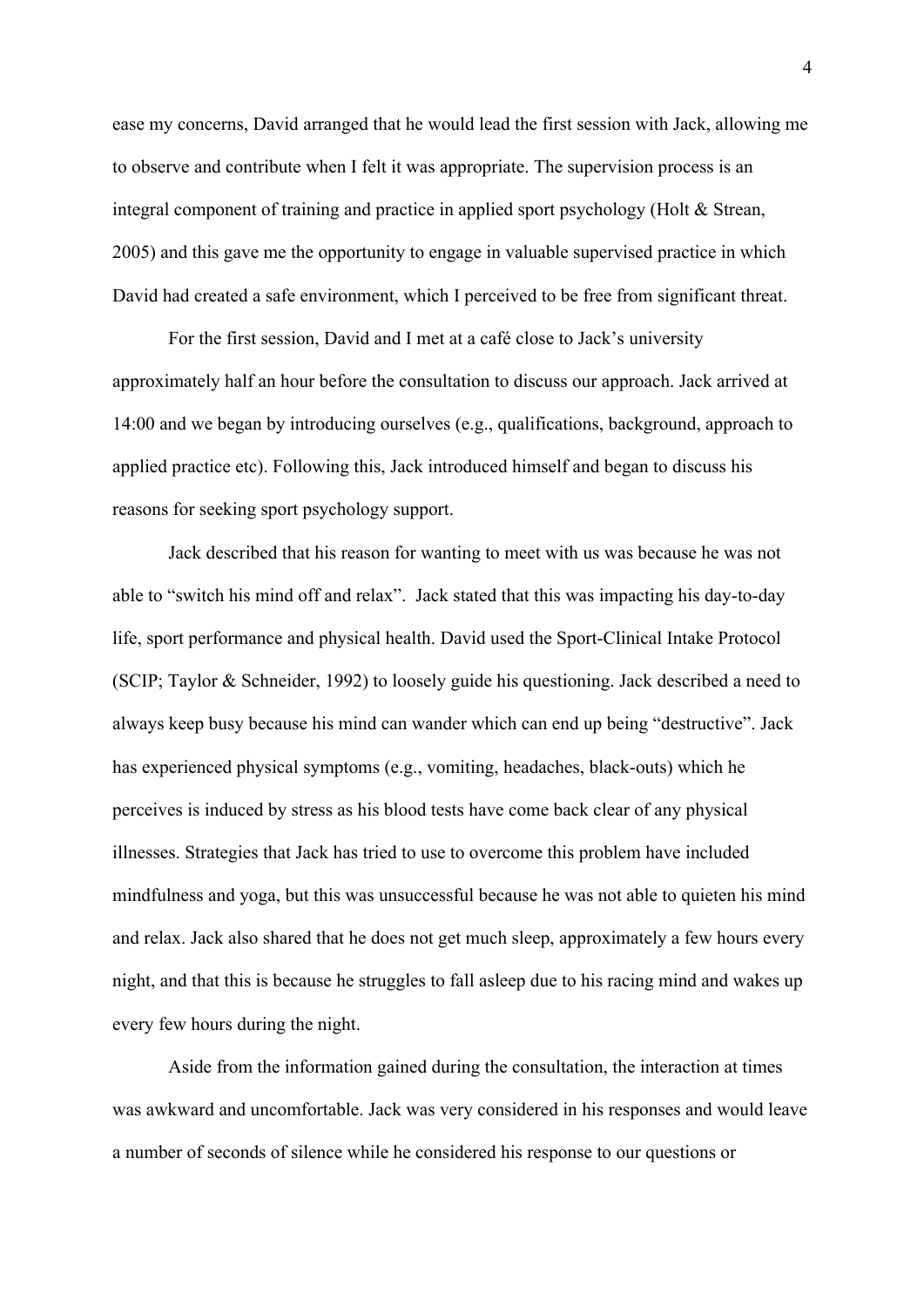ease my concerns, David arranged that he would lead the first session with Jack, allowing me to observe and contribute when I felt it was appropriate. The supervision process is an integral component of training and practice in applied sport psychology (Holt & Strean, 2005) and this gave me the opportunity to engage in valuable supervised practice in which David had created a safe environment, which I perceived to be free from significant threat.

For the first session, David and I met at a café close to Jack's university approximately half an hour before the consultation to discuss our approach. Jack arrived at 14:00 and we began by introducing ourselves (e.g., qualifications, background, approach to applied practice etc). Following this, Jack introduced himself and began to discuss his reasons for seeking sport psychology support.

Jack described that his reason for wanting to meet with us was because he was not able to "switch his mind off and relax". Jack stated that this was impacting his day-to-day life, sport performance and physical health. David used the Sport-Clinical Intake Protocol (SCIP; Taylor & Schneider, 1992) to loosely guide his questioning. Jack described a need to always keep busy because his mind can wander which can end up being "destructive". Jack has experienced physical symptoms (e.g., vomiting, headaches, black-outs) which he perceives is induced by stress as his blood tests have come back clear of any physical illnesses. Strategies that Jack has tried to use to overcome this problem have included mindfulness and yoga, but this was unsuccessful because he was not able to quieten his mind and relax. Jack also shared that he does not get much sleep, approximately a few hours every night, and that this is because he struggles to fall asleep due to his racing mind and wakes up every few hours during the night.

Aside from the information gained during the consultation, the interaction at times was awkward and uncomfortable. Jack was very considered in his responses and would leave a number of seconds of silence while he considered his response to our questions or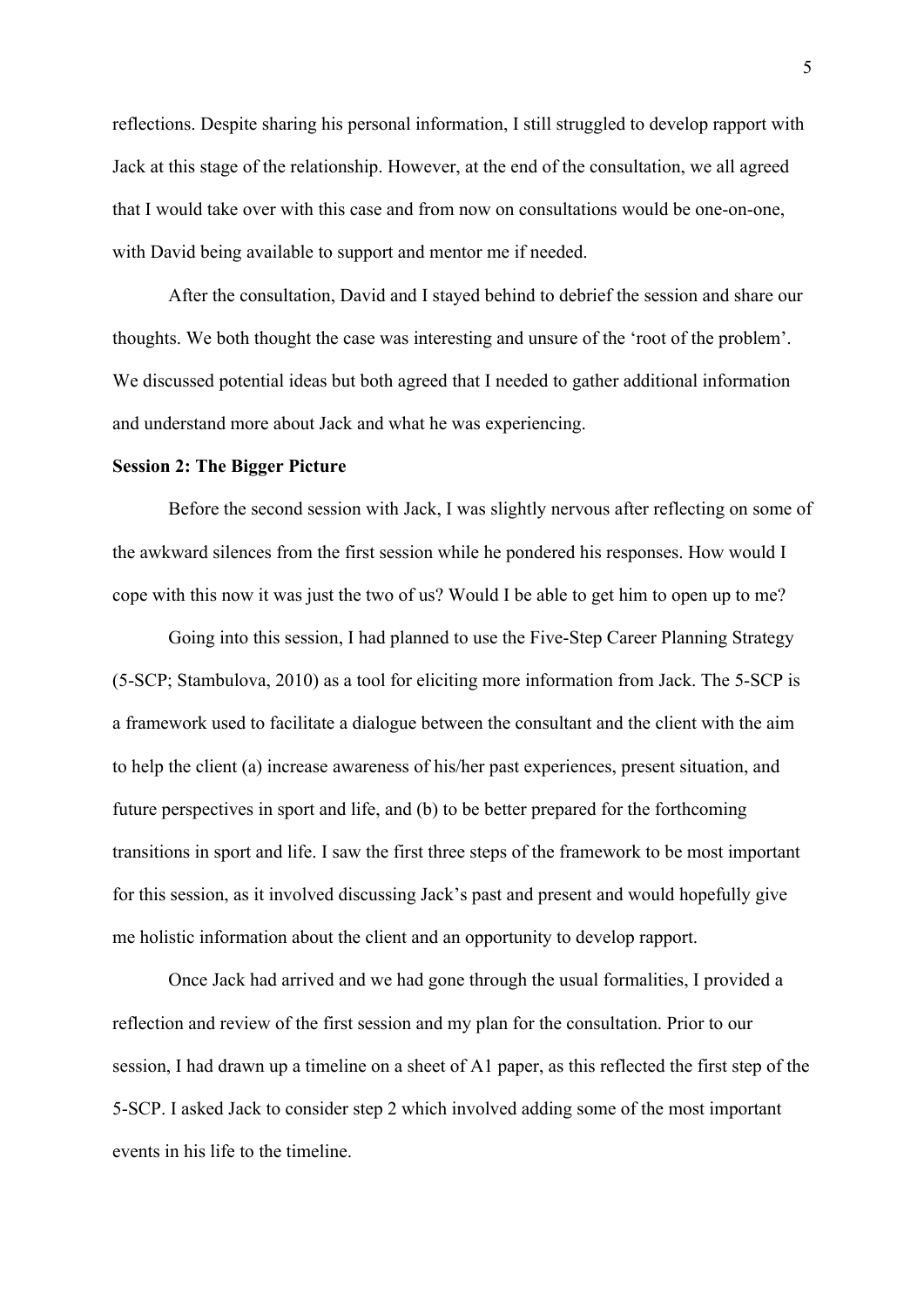reflections. Despite sharing his personal information, I still struggled to develop rapport with Jack at this stage of the relationship. However, at the end of the consultation, we all agreed that I would take over with this case and from now on consultations would be one-on-one, with David being available to support and mentor me if needed.

After the consultation, David and I stayed behind to debrief the session and share our thoughts. We both thought the case was interesting and unsure of the 'root of the problem'. We discussed potential ideas but both agreed that I needed to gather additional information and understand more about Jack and what he was experiencing.

**Session 2: The Bigger Picture**

Before the second session with Jack, I was slightly nervous after reflecting on some of the awkward silences from the first session while he pondered his responses. How would I cope with this now it was just the two of us? Would I be able to get him to open up to me?

Going into this session, I had planned to use the Five-Step Career Planning Strategy (5-SCP; Stambulova, 2010) as a tool for eliciting more information from Jack. The 5-SCP is a framework used to facilitate a dialogue between the consultant and the client with the aim to help the client (a) increase awareness of his/her past experiences, present situation, and future perspectives in sport and life, and (b) to be better prepared for the forthcoming transitions in sport and life. I saw the first three steps of the framework to be most important for this session, as it involved discussing Jack's past and present and would hopefully give me holistic information about the client and an opportunity to develop rapport.

Once Jack had arrived and we had gone through the usual formalities, I provided a reflection and review of the first session and my plan for the consultation. Prior to our session, I had drawn up a timeline on a sheet of A1 paper, as this reflected the first step of the 5-SCP. I asked Jack to consider step 2 which involved adding some of the most important events in his life to the timeline.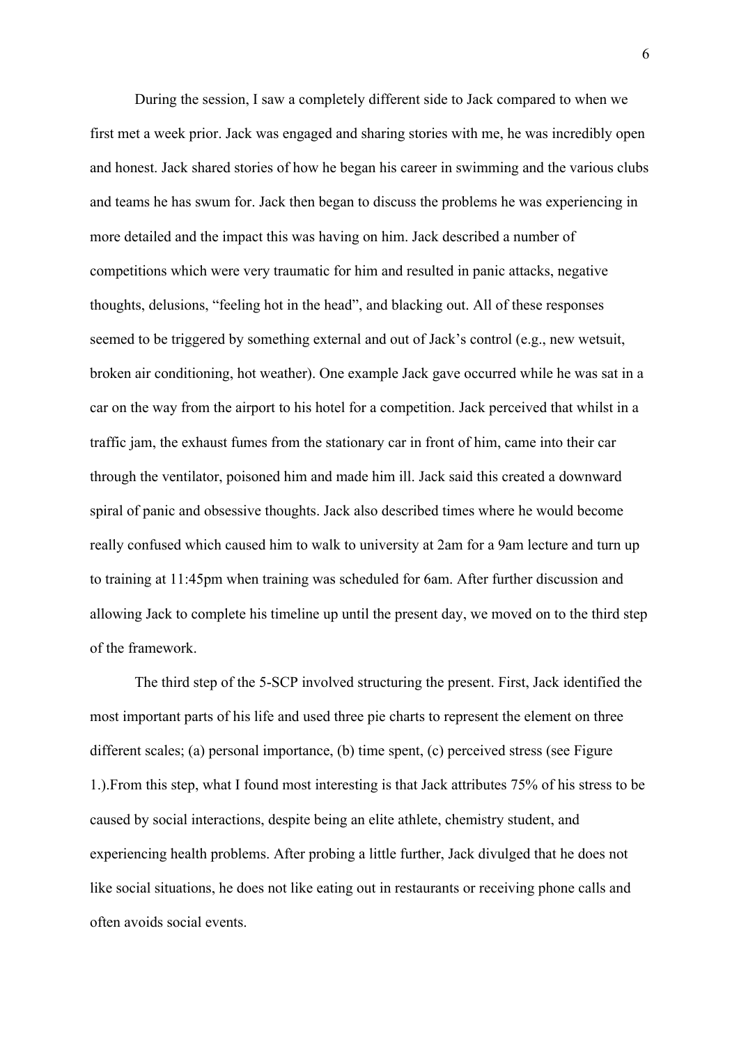During the session, I saw a completely different side to Jack compared to when we first met a week prior. Jack was engaged and sharing stories with me, he was incredibly open and honest. Jack shared stories of how he began his career in swimming and the various clubs and teams he has swum for. Jack then began to discuss the problems he was experiencing in more detailed and the impact this was having on him. Jack described a number of competitions which were very traumatic for him and resulted in panic attacks, negative thoughts, delusions, "feeling hot in the head", and blacking out. All of these responses seemed to be triggered by something external and out of Jack's control (e.g., new wetsuit, broken air conditioning, hot weather). One example Jack gave occurred while he was sat in a car on the way from the airport to his hotel for a competition. Jack perceived that whilst in a traffic jam, the exhaust fumes from the stationary car in front of him, came into their car through the ventilator, poisoned him and made him ill. Jack said this created a downward spiral of panic and obsessive thoughts. Jack also described times where he would become really confused which caused him to walk to university at 2am for a 9am lecture and turn up to training at 11:45pm when training was scheduled for 6am. After further discussion and allowing Jack to complete his timeline up until the present day, we moved on to the third step of the framework.

The third step of the 5-SCP involved structuring the present. First, Jack identified the most important parts of his life and used three pie charts to represent the element on three different scales; (a) personal importance, (b) time spent, (c) perceived stress (see Figure 1.).From this step, what I found most interesting is that Jack attributes 75% of his stress to be caused by social interactions, despite being an elite athlete, chemistry student, and experiencing health problems. After probing a little further, Jack divulged that he does not like social situations, he does not like eating out in restaurants or receiving phone calls and often avoids social events.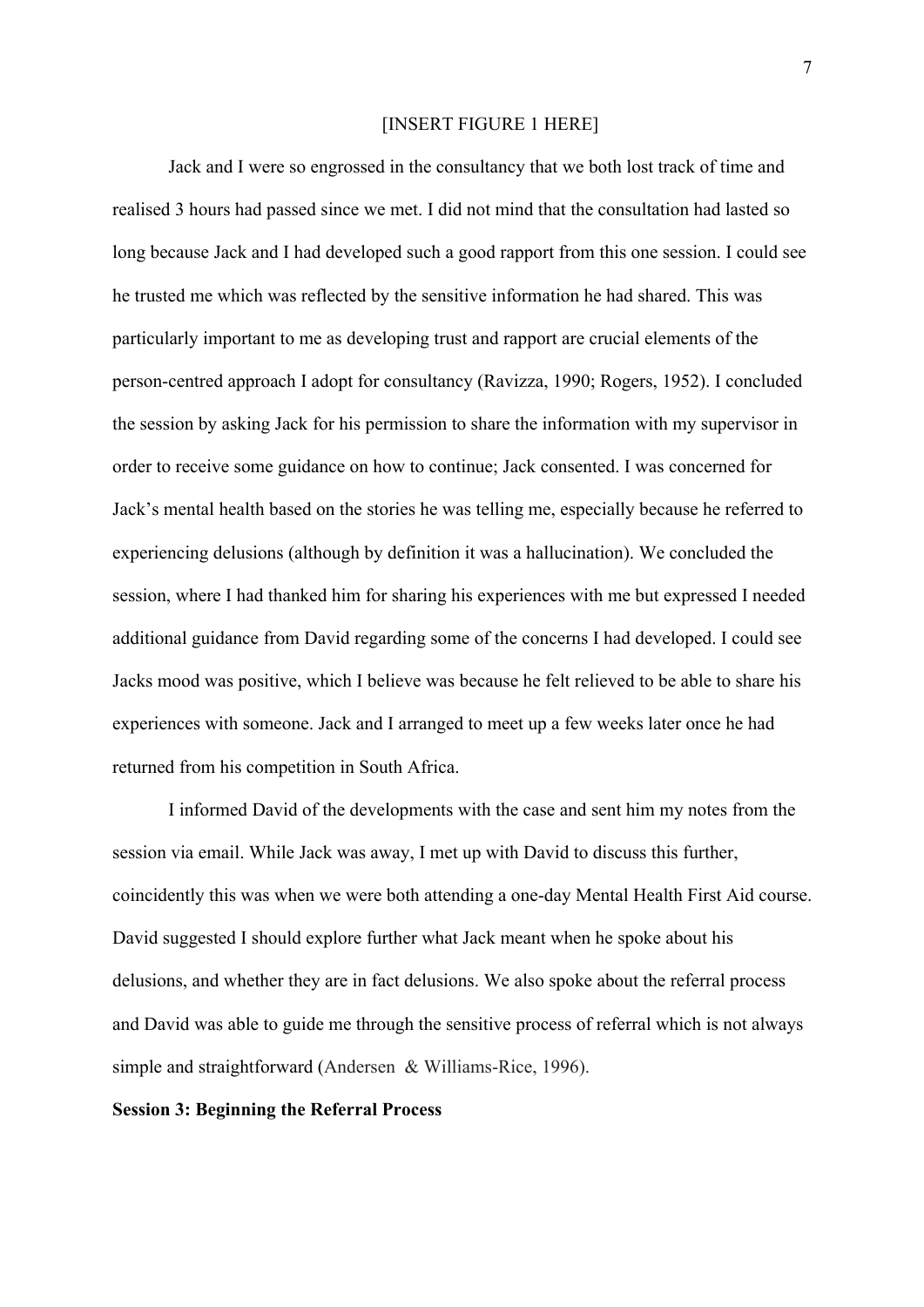[INSERT FIGURE 1 HERE]

Jack and I were so engrossed in the consultancy that we both lost track of time and realised 3 hours had passed since we met. I did not mind that the consultation had lasted so long because Jack and I had developed such a good rapport from this one session. I could see he trusted me which was reflected by the sensitive information he had shared. This was particularly important to me as developing trust and rapport are crucial elements of the person-centred approach I adopt for consultancy (Ravizza, 1990; Rogers, 1952). I concluded the session by asking Jack for his permission to share the information with my supervisor in order to receive some guidance on how to continue; Jack consented. I was concerned for Jack's mental health based on the stories he was telling me, especially because he referred to experiencing delusions (although by definition it was a hallucination). We concluded the session, where I had thanked him for sharing his experiences with me but expressed I needed additional guidance from David regarding some of the concerns I had developed. I could see Jacks mood was positive, which I believe was because he felt relieved to be able to share his experiences with someone. Jack and I arranged to meet up a few weeks later once he had returned from his competition in South Africa.

I informed David of the developments with the case and sent him my notes from the session via email. While Jack was away, I met up with David to discuss this further, coincidently this was when we were both attending a one-day Mental Health First Aid course. David suggested I should explore further what Jack meant when he spoke about his delusions, and whether they are in fact delusions. We also spoke about the referral process and David was able to guide me through the sensitive process of referral which is not always simple and straightforward (Andersen & Williams-Rice, 1996).

**Session 3: Beginning the Referral Process**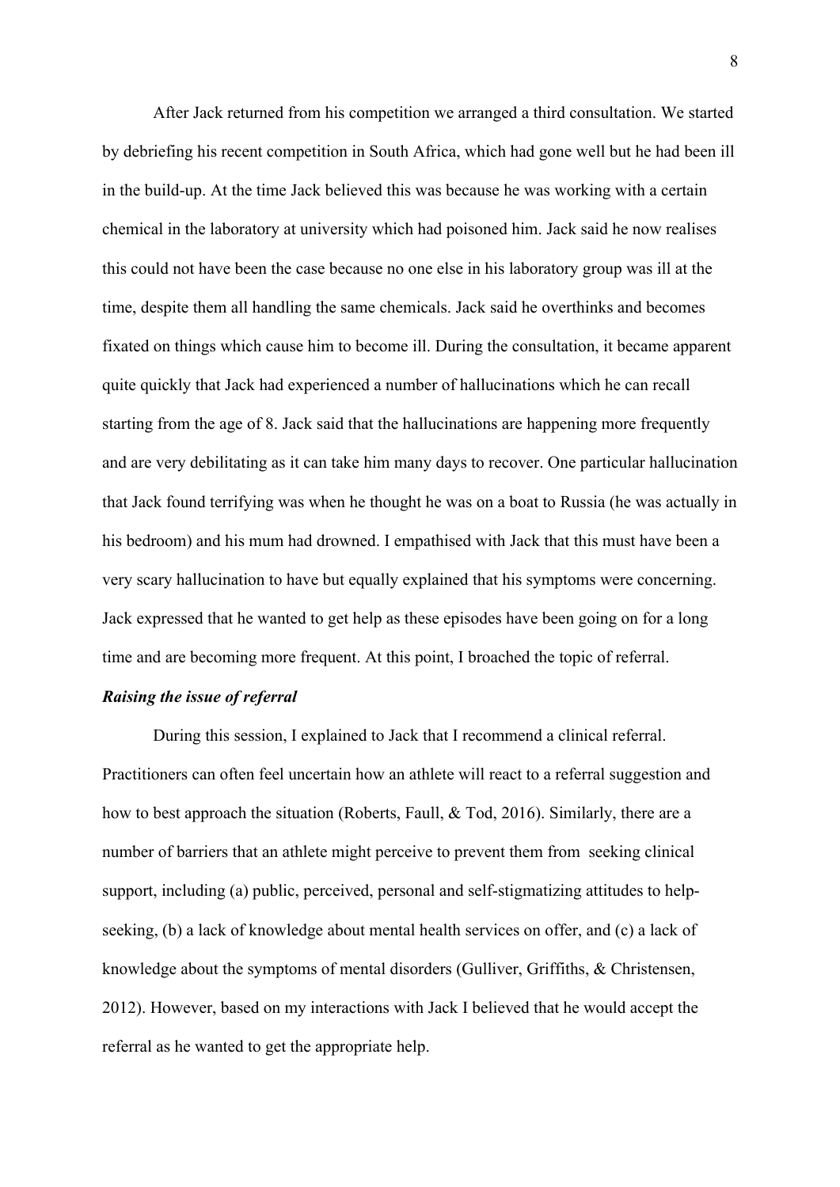After Jack returned from his competition we arranged a third consultation. We started by debriefing his recent competition in South Africa, which had gone well but he had been ill in the build-up. At the time Jack believed this was because he was working with a certain chemical in the laboratory at university which had poisoned him. Jack said he now realises this could not have been the case because no one else in his laboratory group was ill at the time, despite them all handling the same chemicals. Jack said he overthinks and becomes fixated on things which cause him to become ill. During the consultation, it became apparent quite quickly that Jack had experienced a number of hallucinations which he can recall starting from the age of 8. Jack said that the hallucinations are happening more frequently and are very debilitating as it can take him many days to recover. One particular hallucination that Jack found terrifying was when he thought he was on a boat to Russia (he was actually in his bedroom) and his mum had drowned. I empathised with Jack that this must have been a very scary hallucination to have but equally explained that his symptoms were concerning. Jack expressed that he wanted to get help as these episodes have been going on for a long time and are becoming more frequent. At this point, I broached the topic of referral.

***Raising the issue of referral***

During this session, I explained to Jack that I recommend a clinical referral. Practitioners can often feel uncertain how an athlete will react to a referral suggestion and how to best approach the situation (Roberts, Faull, & Tod, 2016). Similarly, there are a number of barriers that an athlete might perceive to prevent them from seeking clinical support, including (a) public, perceived, personal and self-stigmatizing attitudes to help-seeking, (b) a lack of knowledge about mental health services on offer, and (c) a lack of knowledge about the symptoms of mental disorders (Gulliver, Griffiths, & Christensen, 2012). However, based on my interactions with Jack I believed that he would accept the referral as he wanted to get the appropriate help.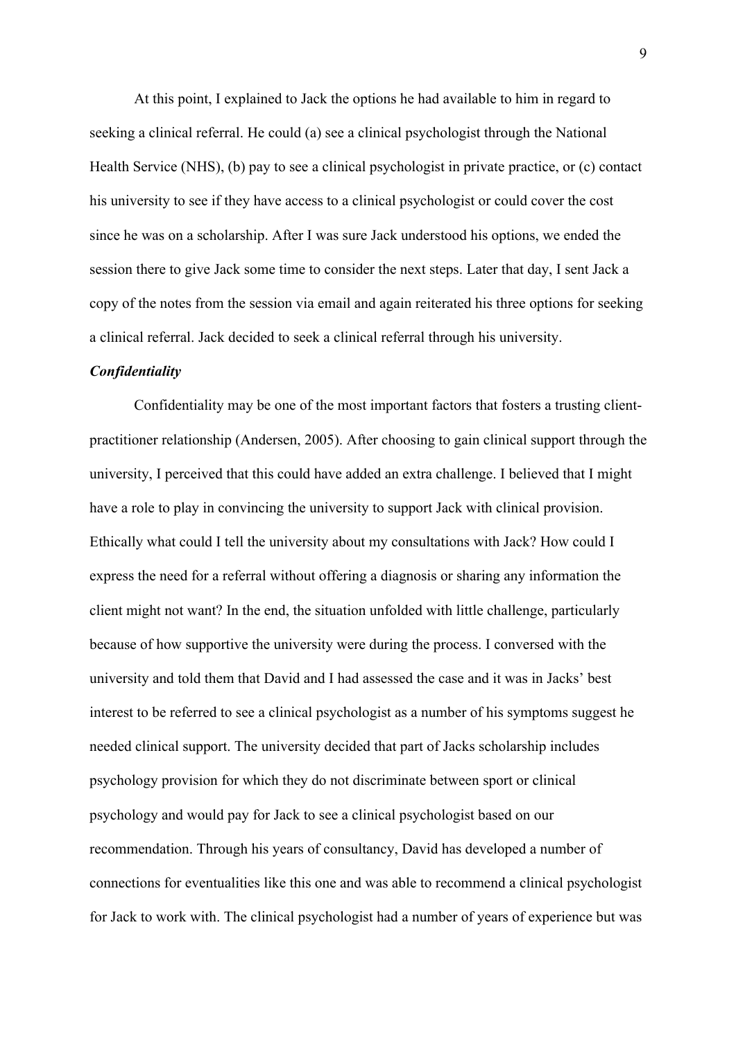At this point, I explained to Jack the options he had available to him in regard to seeking a clinical referral. He could (a) see a clinical psychologist through the National Health Service (NHS), (b) pay to see a clinical psychologist in private practice, or (c) contact his university to see if they have access to a clinical psychologist or could cover the cost since he was on a scholarship. After I was sure Jack understood his options, we ended the session there to give Jack some time to consider the next steps. Later that day, I sent Jack a copy of the notes from the session via email and again reiterated his three options for seeking a clinical referral. Jack decided to seek a clinical referral through his university.

***Confidentiality***

Confidentiality may be one of the most important factors that fosters a trusting client-practitioner relationship (Andersen, 2005). After choosing to gain clinical support through the university, I perceived that this could have added an extra challenge. I believed that I might have a role to play in convincing the university to support Jack with clinical provision. Ethically what could I tell the university about my consultations with Jack? How could I express the need for a referral without offering a diagnosis or sharing any information the client might not want? In the end, the situation unfolded with little challenge, particularly because of how supportive the university were during the process. I conversed with the university and told them that David and I had assessed the case and it was in Jacks' best interest to be referred to see a clinical psychologist as a number of his symptoms suggest he needed clinical support. The university decided that part of Jacks scholarship includes psychology provision for which they do not discriminate between sport or clinical psychology and would pay for Jack to see a clinical psychologist based on our recommendation. Through his years of consultancy, David has developed a number of connections for eventualities like this one and was able to recommend a clinical psychologist for Jack to work with. The clinical psychologist had a number of years of experience but was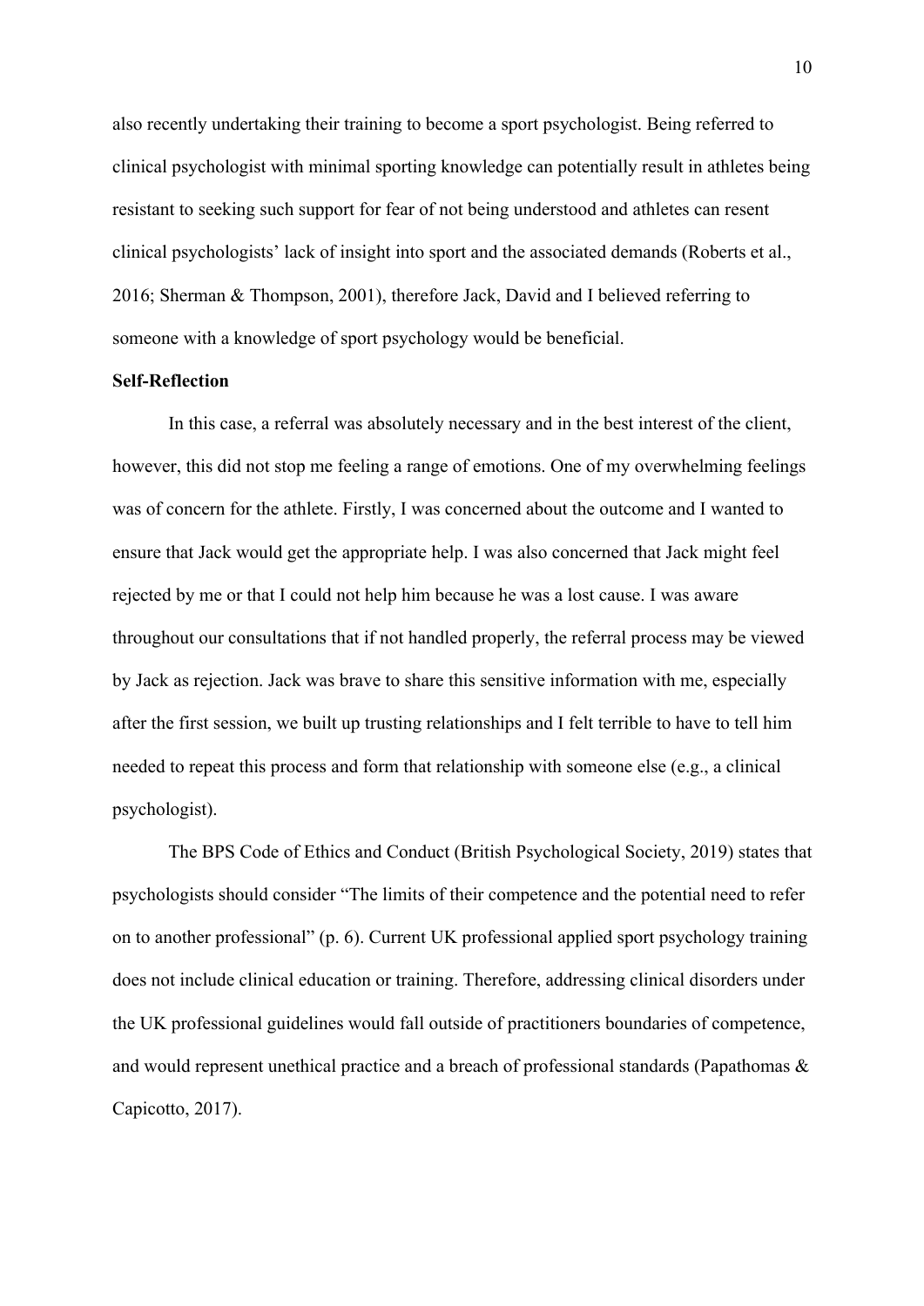also recently undertaking their training to become a sport psychologist. Being referred to clinical psychologist with minimal sporting knowledge can potentially result in athletes being resistant to seeking such support for fear of not being understood and athletes can resent clinical psychologists' lack of insight into sport and the associated demands (Roberts et al., 2016; Sherman & Thompson, 2001), therefore Jack, David and I believed referring to someone with a knowledge of sport psychology would be beneficial.

**Self-Reflection**

In this case, a referral was absolutely necessary and in the best interest of the client, however, this did not stop me feeling a range of emotions. One of my overwhelming feelings was of concern for the athlete. Firstly, I was concerned about the outcome and I wanted to ensure that Jack would get the appropriate help. I was also concerned that Jack might feel rejected by me or that I could not help him because he was a lost cause. I was aware throughout our consultations that if not handled properly, the referral process may be viewed by Jack as rejection. Jack was brave to share this sensitive information with me, especially after the first session, we built up trusting relationships and I felt terrible to have to tell him needed to repeat this process and form that relationship with someone else (e.g., a clinical psychologist).

The BPS Code of Ethics and Conduct (British Psychological Society, 2019) states that psychologists should consider "The limits of their competence and the potential need to refer on to another professional" (p. 6). Current UK professional applied sport psychology training does not include clinical education or training. Therefore, addressing clinical disorders under the UK professional guidelines would fall outside of practitioners boundaries of competence, and would represent unethical practice and a breach of professional standards (Papathomas & Capicotto, 2017).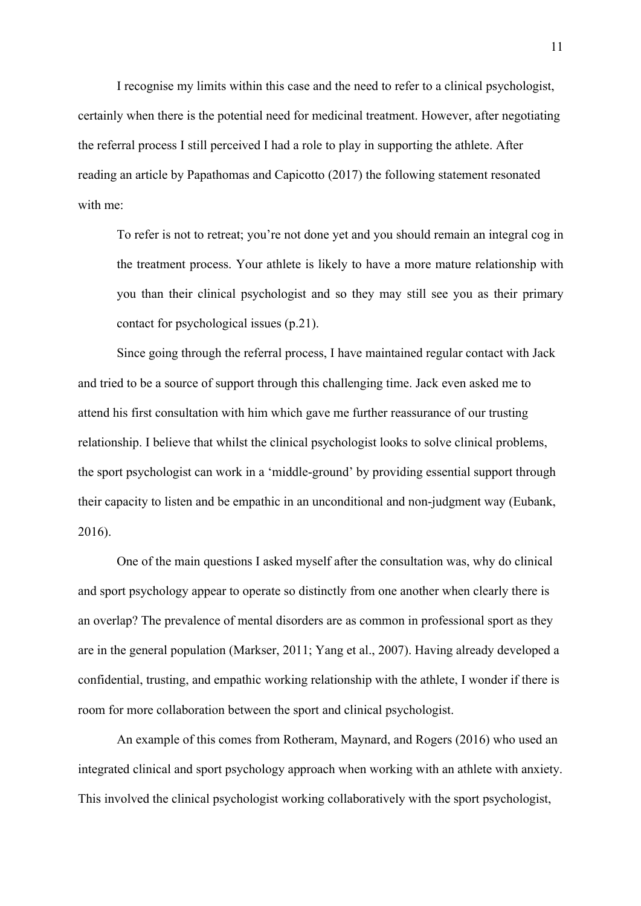I recognise my limits within this case and the need to refer to a clinical psychologist, certainly when there is the potential need for medicinal treatment. However, after negotiating the referral process I still perceived I had a role to play in supporting the athlete. After reading an article by Papathomas and Capicotto (2017) the following statement resonated with me:

> To refer is not to retreat; you're not done yet and you should remain an integral cog in the treatment process. Your athlete is likely to have a more mature relationship with you than their clinical psychologist and so they may still see you as their primary contact for psychological issues (p.21).

Since going through the referral process, I have maintained regular contact with Jack and tried to be a source of support through this challenging time. Jack even asked me to attend his first consultation with him which gave me further reassurance of our trusting relationship. I believe that whilst the clinical psychologist looks to solve clinical problems, the sport psychologist can work in a 'middle-ground' by providing essential support through their capacity to listen and be empathic in an unconditional and non-judgment way (Eubank, 2016).

One of the main questions I asked myself after the consultation was, why do clinical and sport psychology appear to operate so distinctly from one another when clearly there is an overlap? The prevalence of mental disorders are as common in professional sport as they are in the general population (Markser, 2011; Yang et al., 2007). Having already developed a confidential, trusting, and empathic working relationship with the athlete, I wonder if there is room for more collaboration between the sport and clinical psychologist.

An example of this comes from Rotheram, Maynard, and Rogers (2016) who used an integrated clinical and sport psychology approach when working with an athlete with anxiety. This involved the clinical psychologist working collaboratively with the sport psychologist,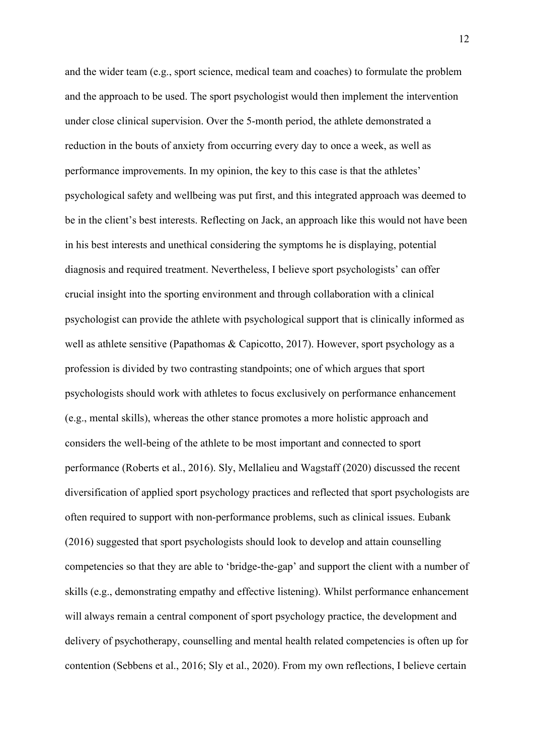and the wider team (e.g., sport science, medical team and coaches) to formulate the problem and the approach to be used. The sport psychologist would then implement the intervention under close clinical supervision. Over the 5-month period, the athlete demonstrated a reduction in the bouts of anxiety from occurring every day to once a week, as well as performance improvements. In my opinion, the key to this case is that the athletes' psychological safety and wellbeing was put first, and this integrated approach was deemed to be in the client's best interests. Reflecting on Jack, an approach like this would not have been in his best interests and unethical considering the symptoms he is displaying, potential diagnosis and required treatment. Nevertheless, I believe sport psychologists' can offer crucial insight into the sporting environment and through collaboration with a clinical psychologist can provide the athlete with psychological support that is clinically informed as well as athlete sensitive (Papathomas & Capicotto, 2017). However, sport psychology as a profession is divided by two contrasting standpoints; one of which argues that sport psychologists should work with athletes to focus exclusively on performance enhancement (e.g., mental skills), whereas the other stance promotes a more holistic approach and considers the well-being of the athlete to be most important and connected to sport performance (Roberts et al., 2016). Sly, Mellalieu and Wagstaff (2020) discussed the recent diversification of applied sport psychology practices and reflected that sport psychologists are often required to support with non-performance problems, such as clinical issues. Eubank (2016) suggested that sport psychologists should look to develop and attain counselling competencies so that they are able to 'bridge-the-gap' and support the client with a number of skills (e.g., demonstrating empathy and effective listening). Whilst performance enhancement will always remain a central component of sport psychology practice, the development and delivery of psychotherapy, counselling and mental health related competencies is often up for contention (Sebbens et al., 2016; Sly et al., 2020). From my own reflections, I believe certain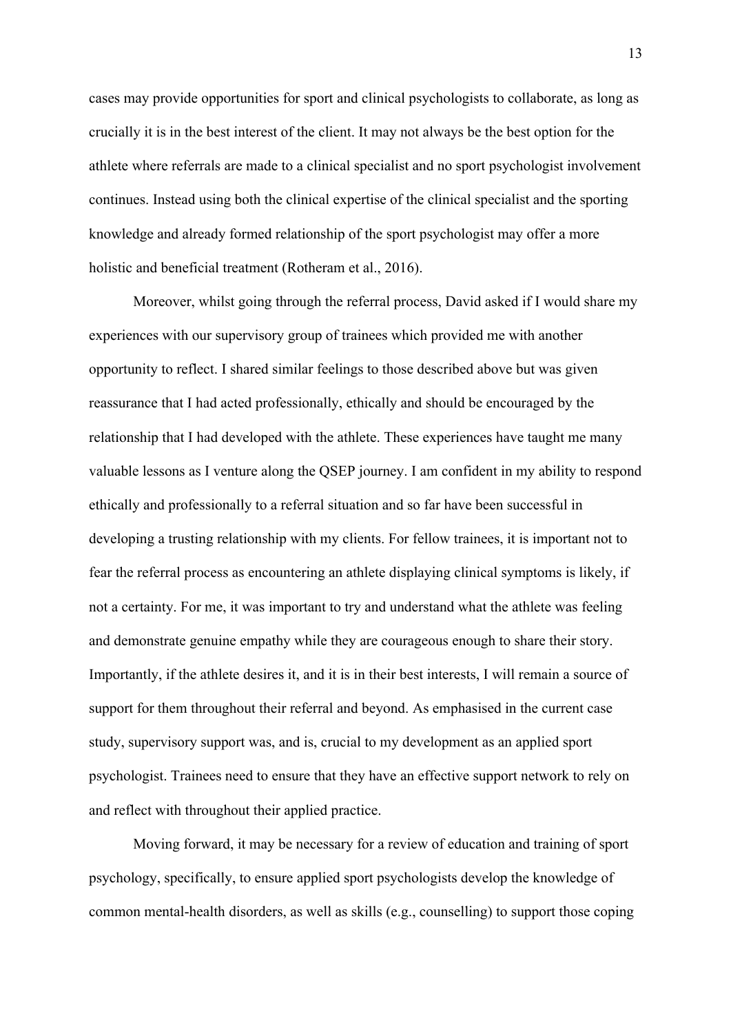cases may provide opportunities for sport and clinical psychologists to collaborate, as long as crucially it is in the best interest of the client. It may not always be the best option for the athlete where referrals are made to a clinical specialist and no sport psychologist involvement continues. Instead using both the clinical expertise of the clinical specialist and the sporting knowledge and already formed relationship of the sport psychologist may offer a more holistic and beneficial treatment (Rotheram et al., 2016).

Moreover, whilst going through the referral process, David asked if I would share my experiences with our supervisory group of trainees which provided me with another opportunity to reflect. I shared similar feelings to those described above but was given reassurance that I had acted professionally, ethically and should be encouraged by the relationship that I had developed with the athlete. These experiences have taught me many valuable lessons as I venture along the QSEP journey. I am confident in my ability to respond ethically and professionally to a referral situation and so far have been successful in developing a trusting relationship with my clients. For fellow trainees, it is important not to fear the referral process as encountering an athlete displaying clinical symptoms is likely, if not a certainty. For me, it was important to try and understand what the athlete was feeling and demonstrate genuine empathy while they are courageous enough to share their story. Importantly, if the athlete desires it, and it is in their best interests, I will remain a source of support for them throughout their referral and beyond. As emphasised in the current case study, supervisory support was, and is, crucial to my development as an applied sport psychologist. Trainees need to ensure that they have an effective support network to rely on and reflect with throughout their applied practice.

Moving forward, it may be necessary for a review of education and training of sport psychology, specifically, to ensure applied sport psychologists develop the knowledge of common mental-health disorders, as well as skills (e.g., counselling) to support those coping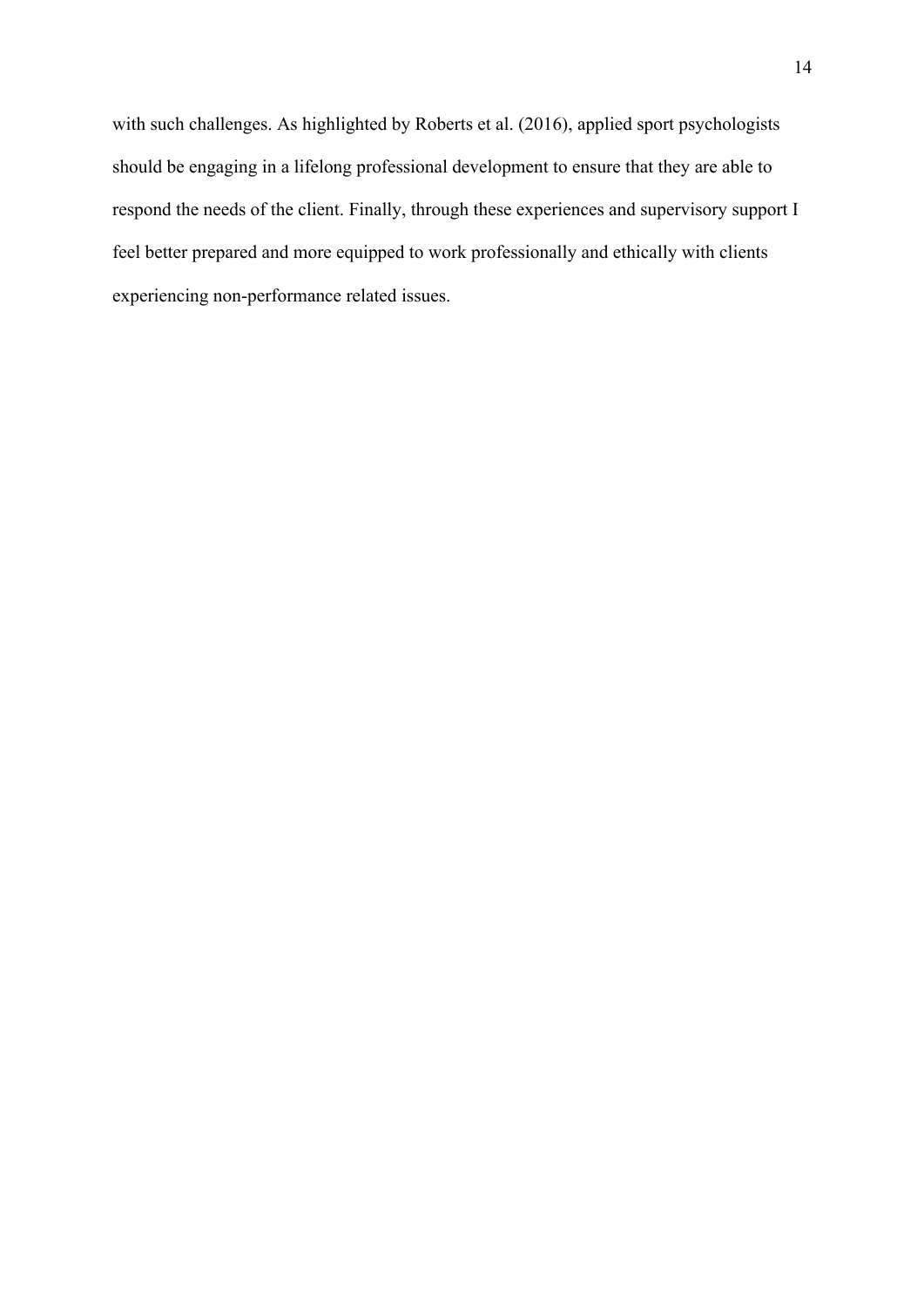with such challenges. As highlighted by Roberts et al. (2016), applied sport psychologists should be engaging in a lifelong professional development to ensure that they are able to respond the needs of the client. Finally, through these experiences and supervisory support I feel better prepared and more equipped to work professionally and ethically with clients experiencing non-performance related issues.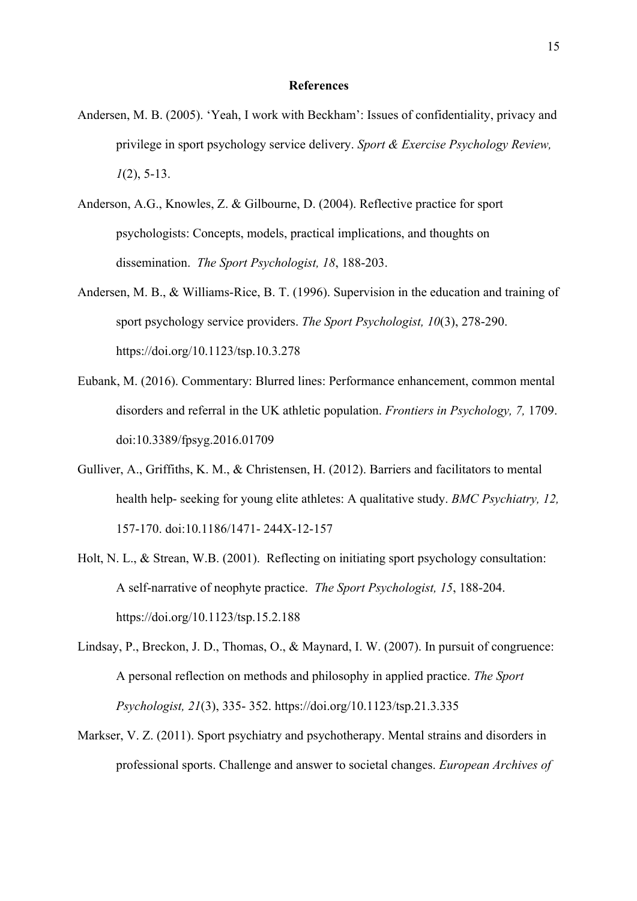**References**

Andersen, M. B. (2005). 'Yeah, I work with Beckham': Issues of confidentiality, privacy and privilege in sport psychology service delivery. *Sport & Exercise Psychology Review, 1*(2), 5-13.

Anderson, A.G., Knowles, Z. & Gilbourne, D. (2004). Reflective practice for sport psychologists: Concepts, models, practical implications, and thoughts on dissemination. *The Sport Psychologist, 18*, 188-203.

Andersen, M. B., & Williams-Rice, B. T. (1996). Supervision in the education and training of sport psychology service providers. *The Sport Psychologist, 10*(3), 278-290. https://doi.org/10.1123/tsp.10.3.278

Eubank, M. (2016). Commentary: Blurred lines: Performance enhancement, common mental disorders and referral in the UK athletic population. *Frontiers in Psychology, 7,* 1709. doi:10.3389/fpsyg.2016.01709

Gulliver, A., Griffiths, K. M., & Christensen, H. (2012). Barriers and facilitators to mental health help- seeking for young elite athletes: A qualitative study. *BMC Psychiatry, 12,* 157-170. doi:10.1186/1471- 244X-12-157

Holt, N. L., & Strean, W.B. (2001). Reflecting on initiating sport psychology consultation: A self-narrative of neophyte practice. *The Sport Psychologist, 15*, 188-204. https://doi.org/10.1123/tsp.15.2.188

Lindsay, P., Breckon, J. D., Thomas, O., & Maynard, I. W. (2007). In pursuit of congruence: A personal reflection on methods and philosophy in applied practice. *The Sport Psychologist, 21*(3), 335- 352. https://doi.org/10.1123/tsp.21.3.335

Markser, V. Z. (2011). Sport psychiatry and psychotherapy. Mental strains and disorders in professional sports. Challenge and answer to societal changes. *European Archives of*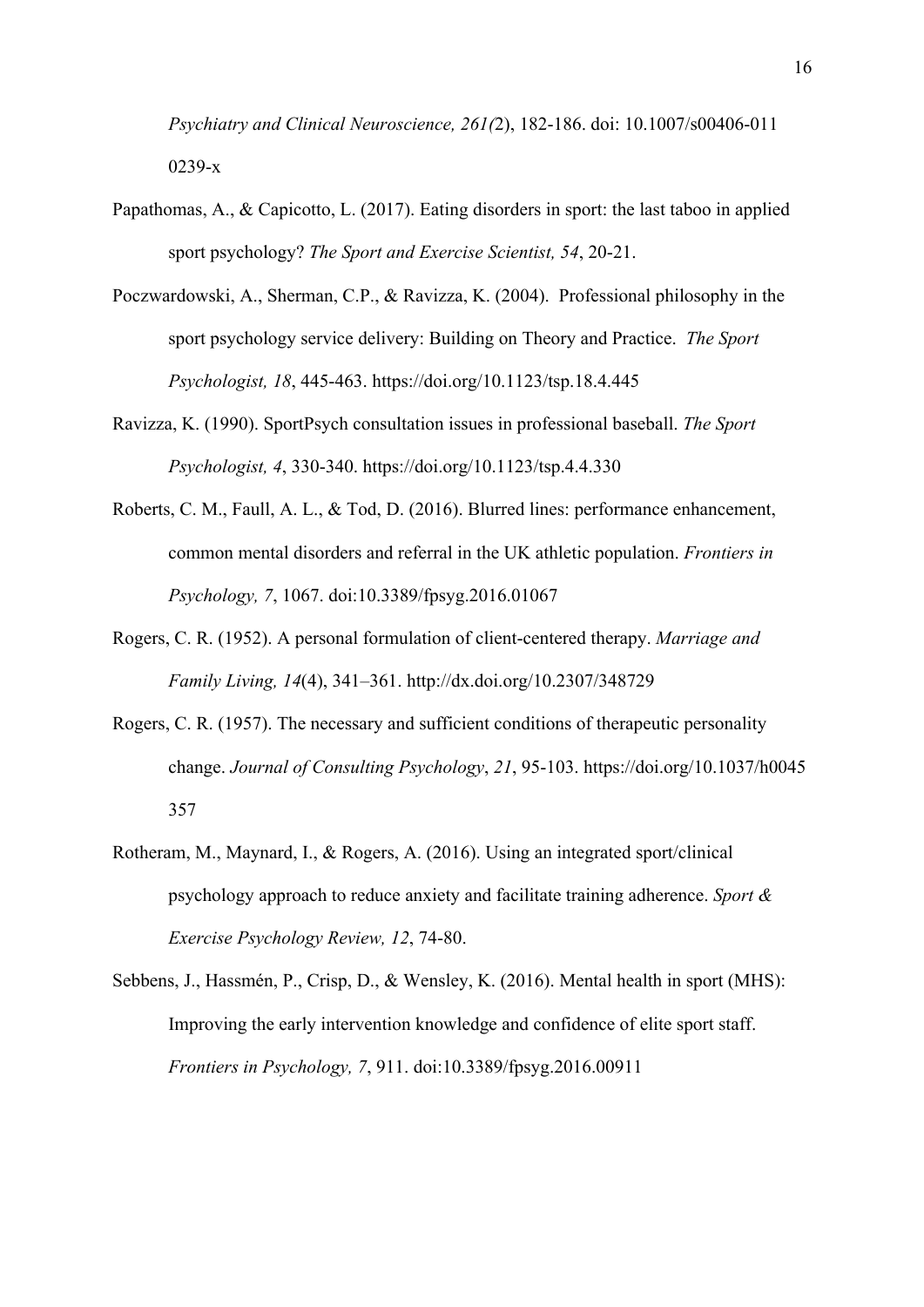*Psychiatry and Clinical Neuroscience, 261(*2), 182-186. doi: 10.1007/s00406-011 0239-x

Papathomas, A., & Capicotto, L. (2017). Eating disorders in sport: the last taboo in applied sport psychology? *The Sport and Exercise Scientist, 54*, 20-21.

Poczwardowski, A., Sherman, C.P., & Ravizza, K. (2004). Professional philosophy in the sport psychology service delivery: Building on Theory and Practice. *The Sport Psychologist, 18*, 445-463. https://doi.org/10.1123/tsp.18.4.445

Ravizza, K. (1990). SportPsych consultation issues in professional baseball. *The Sport Psychologist, 4*, 330-340. https://doi.org/10.1123/tsp.4.4.330

Roberts, C. M., Faull, A. L., & Tod, D. (2016). Blurred lines: performance enhancement, common mental disorders and referral in the UK athletic population. *Frontiers in Psychology, 7*, 1067. doi:10.3389/fpsyg.2016.01067

Rogers, C. R. (1952). A personal formulation of client-centered therapy. *Marriage and Family Living, 14*(4), 341–361. http://dx.doi.org/10.2307/348729

Rogers, C. R. (1957). The necessary and sufficient conditions of therapeutic personality change. *Journal of Consulting Psychology*, *21*, 95-103. https://doi.org/10.1037/h0045 357

Rotheram, M., Maynard, I., & Rogers, A. (2016). Using an integrated sport/clinical psychology approach to reduce anxiety and facilitate training adherence. *Sport & Exercise Psychology Review, 12*, 74-80.

Sebbens, J., Hassmén, P., Crisp, D., & Wensley, K. (2016). Mental health in sport (MHS): Improving the early intervention knowledge and confidence of elite sport staff. *Frontiers in Psychology, 7*, 911. doi:10.3389/fpsyg.2016.00911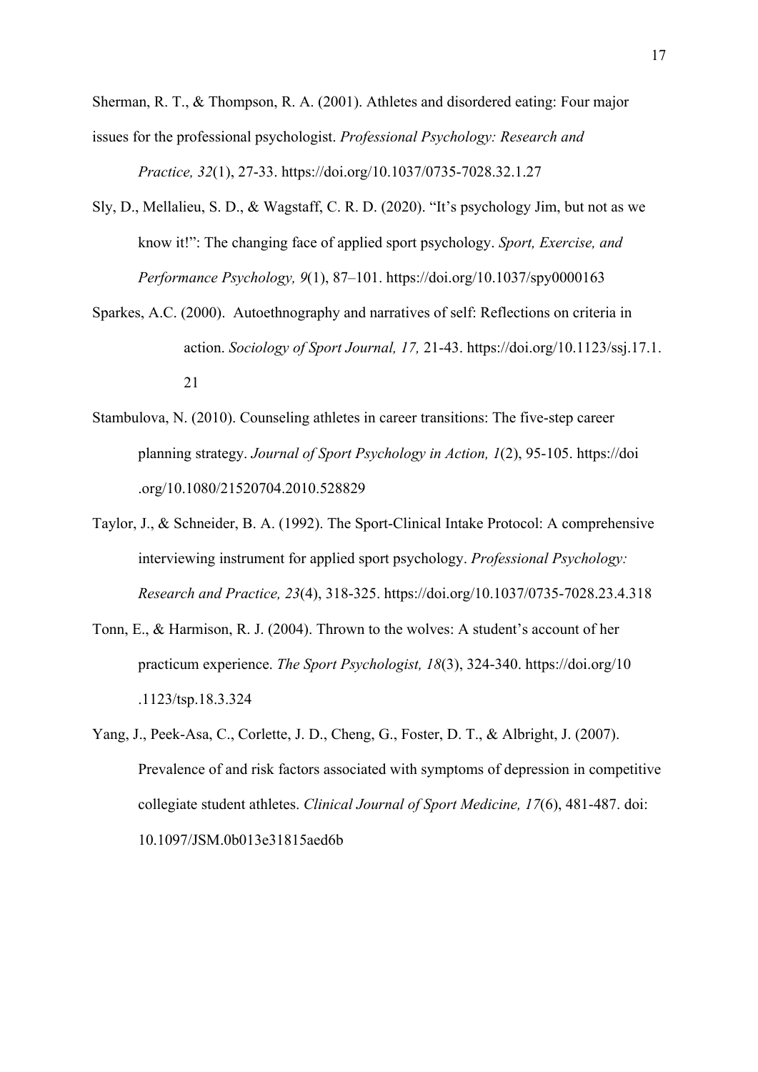Sherman, R. T., & Thompson, R. A. (2001). Athletes and disordered eating: Four major issues for the professional psychologist. *Professional Psychology: Research and Practice, 32*(1), 27-33. https://doi.org/10.1037/0735-7028.32.1.27

Sly, D., Mellalieu, S. D., & Wagstaff, C. R. D. (2020). "It's psychology Jim, but not as we know it!": The changing face of applied sport psychology. *Sport, Exercise, and Performance Psychology, 9*(1), 87–101. https://doi.org/10.1037/spy0000163

Sparkes, A.C. (2000). Autoethnography and narratives of self: Reflections on criteria in action. *Sociology of Sport Journal, 17,* 21-43. https://doi.org/10.1123/ssj.17.1.21

Stambulova, N. (2010). Counseling athletes in career transitions: The five-step career planning strategy. *Journal of Sport Psychology in Action, 1*(2), 95-105. https://doi.org/10.1080/21520704.2010.528829

Taylor, J., & Schneider, B. A. (1992). The Sport-Clinical Intake Protocol: A comprehensive interviewing instrument for applied sport psychology. *Professional Psychology: Research and Practice, 23*(4), 318-325. https://doi.org/10.1037/0735-7028.23.4.318

Tonn, E., & Harmison, R. J. (2004). Thrown to the wolves: A student's account of her practicum experience. *The Sport Psychologist, 18*(3), 324-340. https://doi.org/10.1123/tsp.18.3.324

Yang, J., Peek-Asa, C., Corlette, J. D., Cheng, G., Foster, D. T., & Albright, J. (2007). Prevalence of and risk factors associated with symptoms of depression in competitive collegiate student athletes. *Clinical Journal of Sport Medicine, 17*(6), 481-487. doi: 10.1097/JSM.0b013e31815aed6b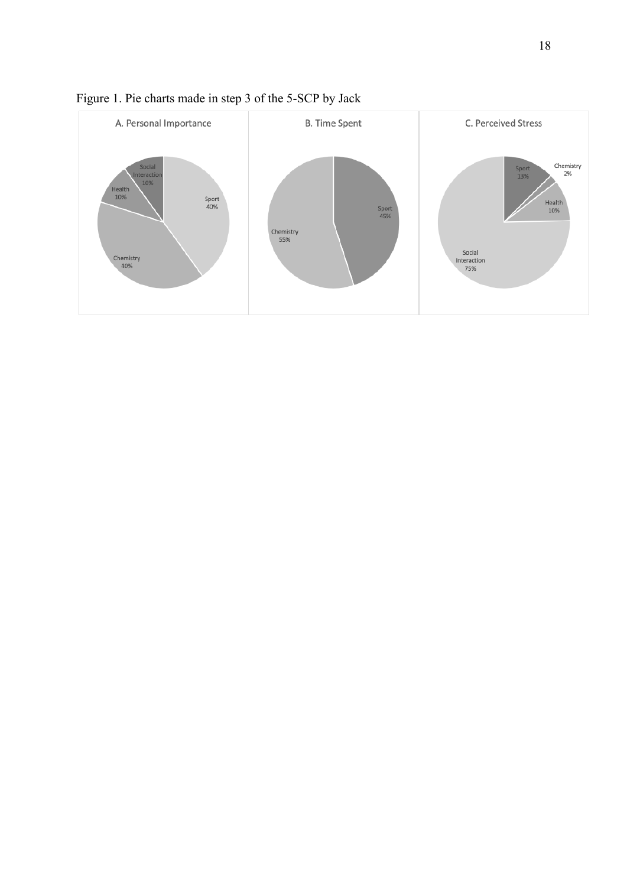Figure 1. Pie charts made in step 3 of the 5-SCP by Jack

A. Personal Importance

Social Interaction 10%

Health 10%

Sport 40%

Chemistry 40%

B. Time Spent

Sport 45%

Chemistry 55%

C. Perceived Stress

Sport 13%

Chemistry 2%

Health 10%

Social Interaction 75%